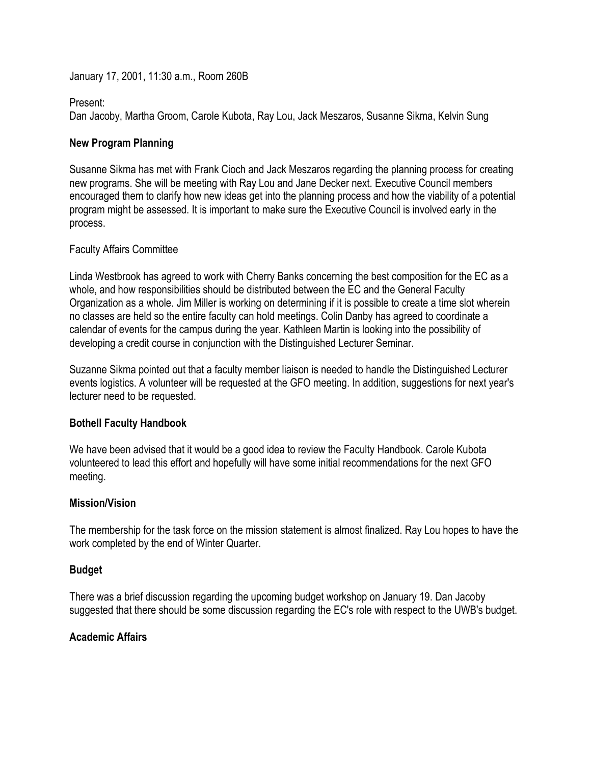January 17, 2001, 11:30 a.m., Room 260B

Present:
Dan Jacoby, Martha Groom, Carole Kubota, Ray Lou, Jack Meszaros, Susanne Sikma, Kelvin Sung

**New Program Planning**

Susanne Sikma has met with Frank Cioch and Jack Meszaros regarding the planning process for creating new programs. She will be meeting with Ray Lou and Jane Decker next. Executive Council members encouraged them to clarify how new ideas get into the planning process and how the viability of a potential program might be assessed. It is important to make sure the Executive Council is involved early in the process.

Faculty Affairs Committee

Linda Westbrook has agreed to work with Cherry Banks concerning the best composition for the EC as a whole, and how responsibilities should be distributed between the EC and the General Faculty Organization as a whole. Jim Miller is working on determining if it is possible to create a time slot wherein no classes are held so the entire faculty can hold meetings. Colin Danby has agreed to coordinate a calendar of events for the campus during the year. Kathleen Martin is looking into the possibility of developing a credit course in conjunction with the Distinguished Lecturer Seminar.

Suzanne Sikma pointed out that a faculty member liaison is needed to handle the Distinguished Lecturer events logistics. A volunteer will be requested at the GFO meeting. In addition, suggestions for next year's lecturer need to be requested.

**Bothell Faculty Handbook**

We have been advised that it would be a good idea to review the Faculty Handbook. Carole Kubota volunteered to lead this effort and hopefully will have some initial recommendations for the next GFO meeting.

**Mission/Vision**

The membership for the task force on the mission statement is almost finalized. Ray Lou hopes to have the work completed by the end of Winter Quarter.

**Budget**

There was a brief discussion regarding the upcoming budget workshop on January 19. Dan Jacoby suggested that there should be some discussion regarding the EC's role with respect to the UWB's budget.

**Academic Affairs**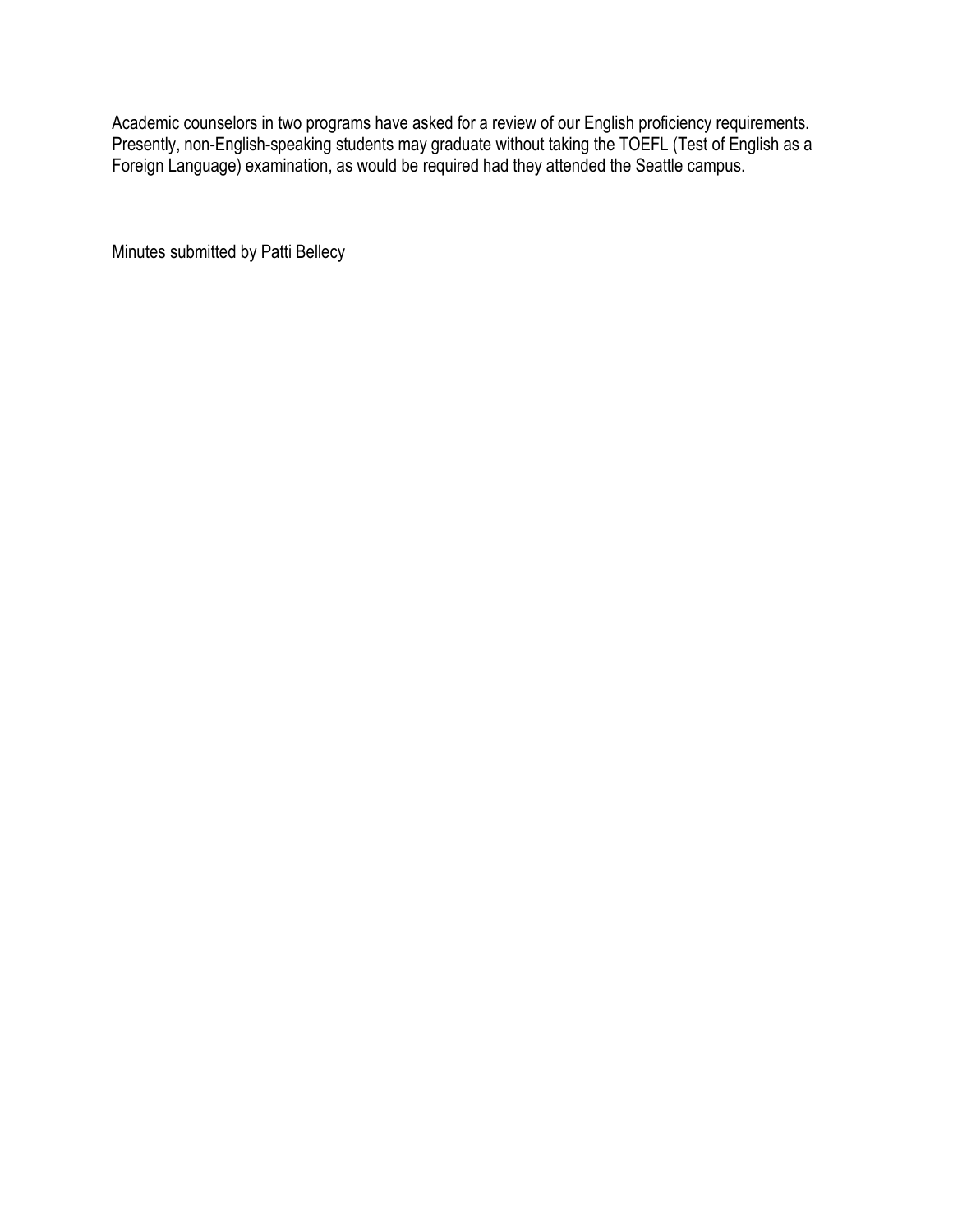Academic counselors in two programs have asked for a review of our English proficiency requirements. Presently, non-English-speaking students may graduate without taking the TOEFL (Test of English as a Foreign Language) examination, as would be required had they attended the Seattle campus.

Minutes submitted by Patti Bellecy